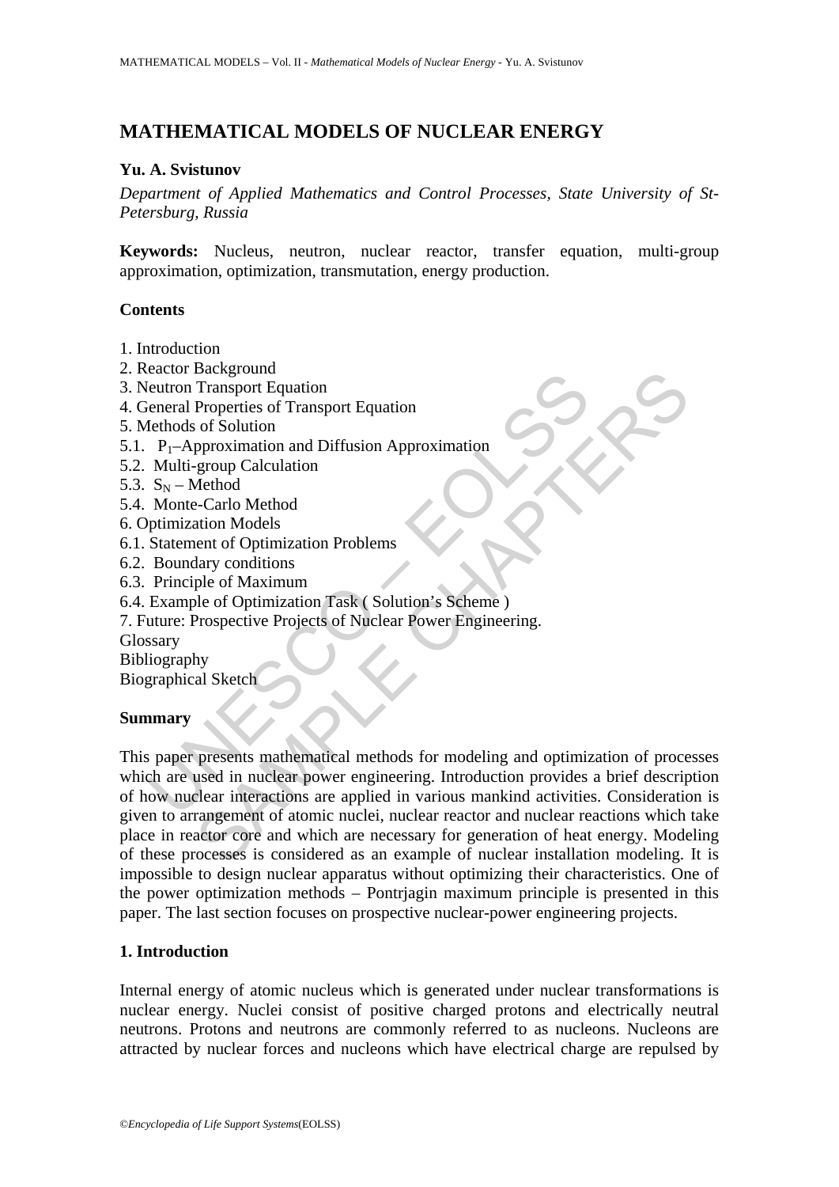# MATHEMATICAL MODELS OF NUCLEAR ENERGY

**Yu. A. Svistunov**

*Department of Applied Mathematics and Control Processes, State University of St-Petersburg, Russia*

**Keywords:** Nucleus, neutron, nuclear reactor, transfer equation, multi-group approximation, optimization, transmutation, energy production.

## Contents

1. Introduction
2. Reactor Background
3. Neutron Transport Equation
4. General Properties of Transport Equation
5. Methods of Solution
5.1. $P_1$–Approximation and Diffusion Approximation
5.2. Multi-group Calculation
5.3. $S_N$ – Method
5.4. Monte-Carlo Method
6. Optimization Models
6.1. Statement of Optimization Problems
6.2. Boundary conditions
6.3. Principle of Maximum
6.4. Example of Optimization Task ( Solution's Scheme )
7. Future: Prospective Projects of Nuclear Power Engineering.

Glossary

Bibliography

Biographical Sketch

## Summary

This paper presents mathematical methods for modeling and optimization of processes which are used in nuclear power engineering. Introduction provides a brief description of how nuclear interactions are applied in various mankind activities. Consideration is given to arrangement of atomic nuclei, nuclear reactor and nuclear reactions which take place in reactor core and which are necessary for generation of heat energy. Modeling of these processes is considered as an example of nuclear installation modeling. It is impossible to design nuclear apparatus without optimizing their characteristics. One of the power optimization methods – Pontrjagin maximum principle is presented in this paper. The last section focuses on prospective nuclear-power engineering projects.

## 1. Introduction

Internal energy of atomic nucleus which is generated under nuclear transformations is nuclear energy. Nuclei consist of positive charged protons and electrically neutral neutrons. Protons and neutrons are commonly referred to as nucleons. Nucleons are attracted by nuclear forces and nucleons which have electrical charge are repulsed by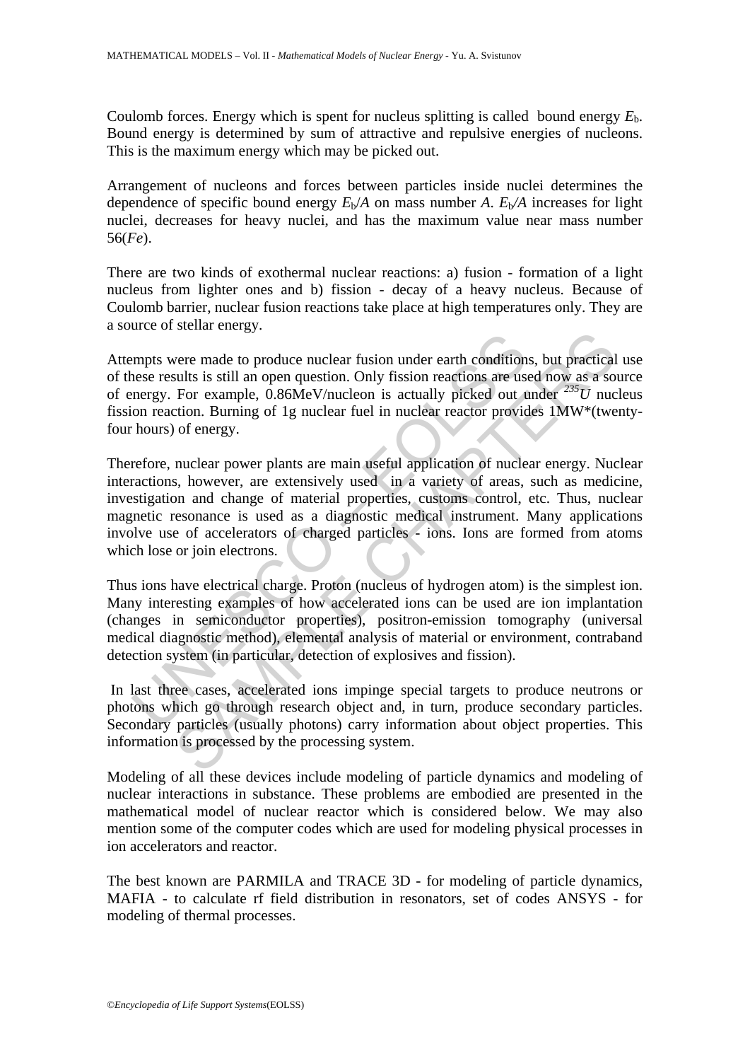Coulomb forces. Energy which is spent for nucleus splitting is called bound energy $E_b$. Bound energy is determined by sum of attractive and repulsive energies of nucleons. This is the maximum energy which may be picked out.

Arrangement of nucleons and forces between particles inside nuclei determines the dependence of specific bound energy $E_b/A$ on mass number $A$. $E_b/A$ increases for light nuclei, decreases for heavy nuclei, and has the maximum value near mass number 56(*Fe*).

There are two kinds of exothermal nuclear reactions: a) fusion - formation of a light nucleus from lighter ones and b) fission - decay of a heavy nucleus. Because of Coulomb barrier, nuclear fusion reactions take place at high temperatures only. They are a source of stellar energy.

Attempts were made to produce nuclear fusion under earth conditions, but practical use of these results is still an open question. Only fission reactions are used now as a source of energy. For example, 0.86MeV/nucleon is actually picked out under $^{235}U$ nucleus fission reaction. Burning of 1g nuclear fuel in nuclear reactor provides 1MW*(twenty-four hours) of energy.

Therefore, nuclear power plants are main useful application of nuclear energy. Nuclear interactions, however, are extensively used in a variety of areas, such as medicine, investigation and change of material properties, customs control, etc. Thus, nuclear magnetic resonance is used as a diagnostic medical instrument. Many applications involve use of accelerators of charged particles - ions. Ions are formed from atoms which lose or join electrons.

Thus ions have electrical charge. Proton (nucleus of hydrogen atom) is the simplest ion. Many interesting examples of how accelerated ions can be used are ion implantation (changes in semiconductor properties), positron-emission tomography (universal medical diagnostic method), elemental analysis of material or environment, contraband detection system (in particular, detection of explosives and fission).

In last three cases, accelerated ions impinge special targets to produce neutrons or photons which go through research object and, in turn, produce secondary particles. Secondary particles (usually photons) carry information about object properties. This information is processed by the processing system.

Modeling of all these devices include modeling of particle dynamics and modeling of nuclear interactions in substance. These problems are embodied are presented in the mathematical model of nuclear reactor which is considered below. We may also mention some of the computer codes which are used for modeling physical processes in ion accelerators and reactor.

The best known are PARMILA and TRACE 3D - for modeling of particle dynamics, MAFIA - to calculate rf field distribution in resonators, set of codes ANSYS - for modeling of thermal processes.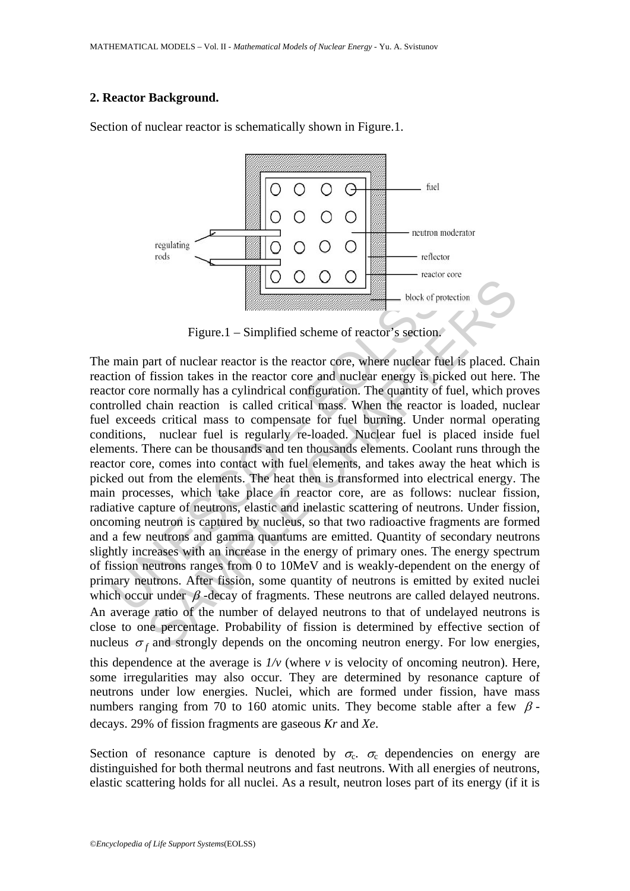### 2. Reactor Background.

Section of nuclear reactor is schematically shown in Figure.1.

Figure.1 – Simplified scheme of reactor's section.

The main part of nuclear reactor is the reactor core, where nuclear fuel is placed. Chain reaction of fission takes in the reactor core and nuclear energy is picked out here. The reactor core normally has a cylindrical configuration. The quantity of fuel, which proves controlled chain reaction is called critical mass. When the reactor is loaded, nuclear fuel exceeds critical mass to compensate for fuel burning. Under normal operating conditions, nuclear fuel is regularly re-loaded. Nuclear fuel is placed inside fuel elements. There can be thousands and ten thousands elements. Coolant runs through the reactor core, comes into contact with fuel elements, and takes away the heat which is picked out from the elements. The heat then is transformed into electrical energy. The main processes, which take place in reactor core, are as follows: nuclear fission, radiative capture of neutrons, elastic and inelastic scattering of neutrons. Under fission, oncoming neutron is captured by nucleus, so that two radioactive fragments are formed and a few neutrons and gamma quantums are emitted. Quantity of secondary neutrons slightly increases with an increase in the energy of primary ones. The energy spectrum of fission neutrons ranges from 0 to 10MeV and is weakly-dependent on the energy of primary neutrons. After fission, some quantity of neutrons is emitted by exited nuclei which occur under $\beta$-decay of fragments. These neutrons are called delayed neutrons. An average ratio of the number of delayed neutrons to that of undelayed neutrons is close to one percentage. Probability of fission is determined by effective section of nucleus $\sigma_f$ and strongly depends on the oncoming neutron energy. For low energies, this dependence at the average is $1/v$ (where $v$ is velocity of oncoming neutron). Here, some irregularities may also occur. They are determined by resonance capture of neutrons under low energies. Nuclei, which are formed under fission, have mass numbers ranging from 70 to 160 atomic units. They become stable after a few $\beta$-decays. 29% of fission fragments are gaseous *Kr* and *Xe*.

Section of resonance capture is denoted by $\sigma_c$. $\sigma_c$ dependencies on energy are distinguished for both thermal neutrons and fast neutrons. With all energies of neutrons, elastic scattering holds for all nuclei. As a result, neutron loses part of its energy (if it is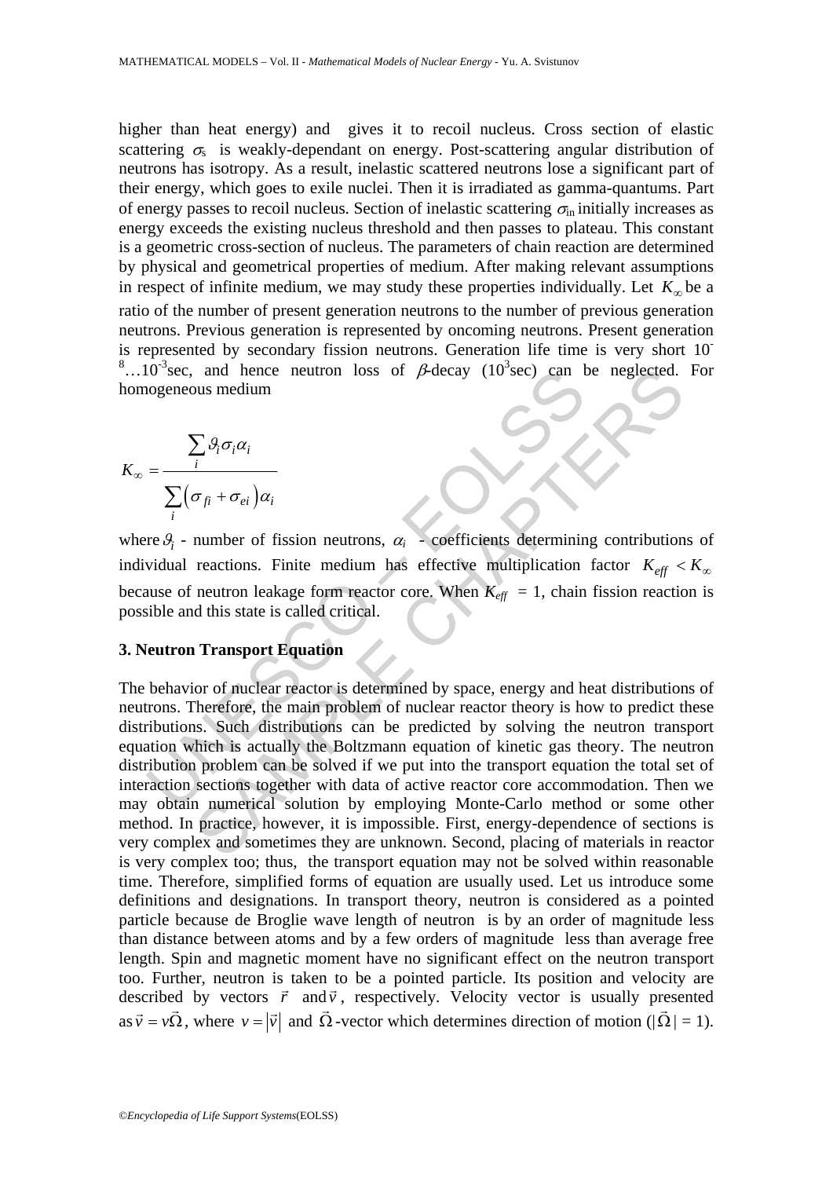higher than heat energy) and gives it to recoil nucleus. Cross section of elastic scattering $\sigma_s$ is weakly-dependant on energy. Post-scattering angular distribution of neutrons has isotropy. As a result, inelastic scattered neutrons lose a significant part of their energy, which goes to exile nuclei. Then it is irradiated as gamma-quantums. Part of energy passes to recoil nucleus. Section of inelastic scattering $\sigma_{in}$ initially increases as energy exceeds the existing nucleus threshold and then passes to plateau. This constant is a geometric cross-section of nucleus. The parameters of chain reaction are determined by physical and geometrical properties of medium. After making relevant assumptions in respect of infinite medium, we may study these properties individually. Let $K_\infty$ be a ratio of the number of present generation neutrons to the number of previous generation neutrons. Previous generation is represented by oncoming neutrons. Present generation is represented by secondary fission neutrons. Generation life time is very short $10^{-8}…10^{-3}$sec, and hence neutron loss of $\beta$-decay ($10^3$sec) can be neglected. For homogeneous medium

$$K_\infty = \frac{\sum_i \vartheta_i \sigma_i \alpha_i}{\sum_i \left(\sigma_{fi} + \sigma_{ei}\right)\alpha_i}$$

where $\vartheta_i$ - number of fission neutrons, $\alpha_i$ - coefficients determining contributions of individual reactions. Finite medium has effective multiplication factor $K_{eff} < K_\infty$ because of neutron leakage form reactor core. When $K_{eff} = 1$, chain fission reaction is possible and this state is called critical.

## 3. Neutron Transport Equation

The behavior of nuclear reactor is determined by space, energy and heat distributions of neutrons. Therefore, the main problem of nuclear reactor theory is how to predict these distributions. Such distributions can be predicted by solving the neutron transport equation which is actually the Boltzmann equation of kinetic gas theory. The neutron distribution problem can be solved if we put into the transport equation the total set of interaction sections together with data of active reactor core accommodation. Then we may obtain numerical solution by employing Monte-Carlo method or some other method. In practice, however, it is impossible. First, energy-dependence of sections is very complex and sometimes they are unknown. Second, placing of materials in reactor is very complex too; thus, the transport equation may not be solved within reasonable time. Therefore, simplified forms of equation are usually used. Let us introduce some definitions and designations. In transport theory, neutron is considered as a pointed particle because de Broglie wave length of neutron is by an order of magnitude less than distance between atoms and by a few orders of magnitude less than average free length. Spin and magnetic moment have no significant effect on the neutron transport too. Further, neutron is taken to be a pointed particle. Its position and velocity are described by vectors $\vec{r}$ and $\vec{v}$, respectively. Velocity vector is usually presented as $\vec{v} = v\vec{\Omega}$, where $v = |\vec{v}|$ and $\vec{\Omega}$-vector which determines direction of motion ($|\vec{\Omega}| = 1$).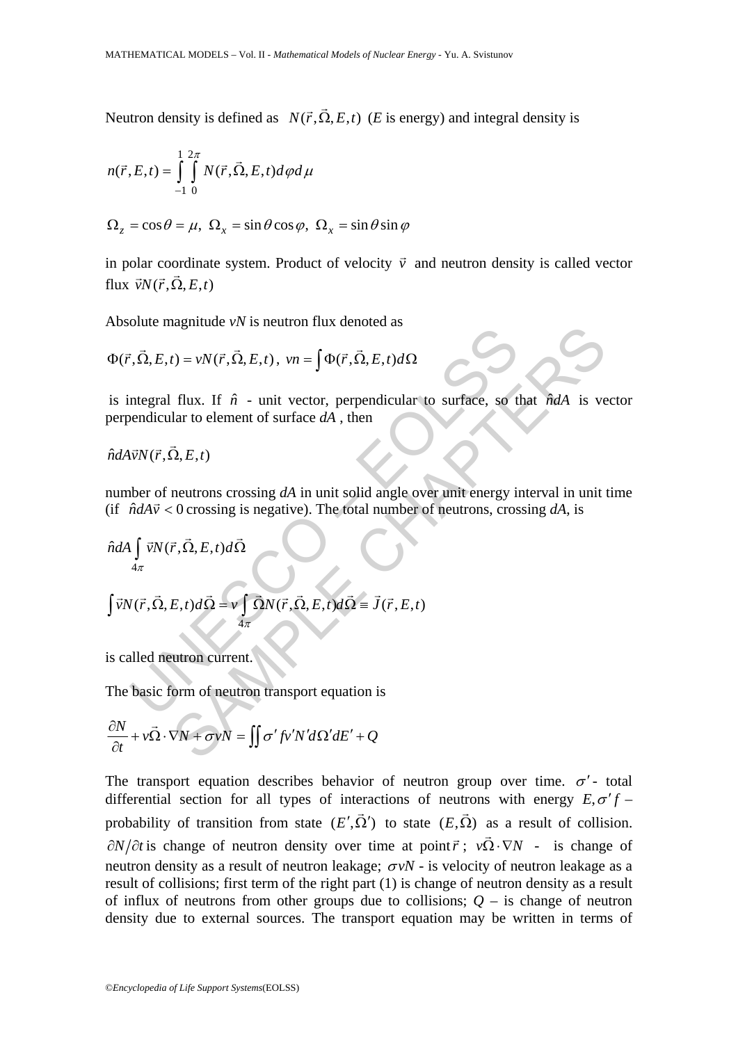Neutron density is defined as $N(\vec{r}, \vec{\Omega}, E, t)$ (*E* is energy) and integral density is

$$n(\vec{r}, E, t) = \int_{-1}^{1} \int_{0}^{2\pi} N(\vec{r}, \vec{\Omega}, E, t) d\varphi d\mu$$

$$\Omega_z = \cos\theta = \mu, \; \Omega_x = \sin\theta\cos\varphi, \; \Omega_x = \sin\theta\sin\varphi$$

in polar coordinate system. Product of velocity $\vec{v}$ and neutron density is called vector flux $\vec{v}N(\vec{r}, \vec{\Omega}, E, t)$

Absolute magnitude *vN* is neutron flux denoted as

$$\Phi(\vec{r}, \vec{\Omega}, E, t) = vN(\vec{r}, \vec{\Omega}, E, t), \; vn = \int \Phi(\vec{r}, \vec{\Omega}, E, t) d\Omega$$

is integral flux. If $\hat{n}$ - unit vector, perpendicular to surface, so that $\hat{n}dA$ is vector perpendicular to element of surface $dA$, then

$$\hat{n}dA\vec{v}N(\vec{r}, \vec{\Omega}, E, t)$$

number of neutrons crossing $dA$ in unit solid angle over unit energy interval in unit time (if $\hat{n}dA\vec{v} < 0$ crossing is negative). The total number of neutrons, crossing $dA$, is

$$\hat{n}dA \int_{4\pi} \vec{v}N(\vec{r}, \vec{\Omega}, E, t) d\vec{\Omega}$$

$$\int \vec{v}N(\vec{r}, \vec{\Omega}, E, t) d\vec{\Omega} = v \int_{4\pi} \vec{\Omega}N(\vec{r}, \vec{\Omega}, E, t) d\vec{\Omega} \equiv \vec{J}(\vec{r}, E, t)$$

is called neutron current.

The basic form of neutron transport equation is

$$\frac{\partial N}{\partial t} + v\vec{\Omega} \cdot \nabla N + \sigma vN = \iint \sigma' f v' N' d\Omega' dE' + Q$$

The transport equation describes behavior of neutron group over time. $\sigma'$ - total differential section for all types of interactions of neutrons with energy $E, \sigma' f$ – probability of transition from state $(E', \vec{\Omega}')$ to state $(E, \vec{\Omega})$ as a result of collision. $\partial N / \partial t$ is change of neutron density over time at point $\vec{r}$; $v\vec{\Omega} \cdot \nabla N$ - is change of neutron density as a result of neutron leakage; $\sigma vN$ - is velocity of neutron leakage as a result of collisions; first term of the right part (1) is change of neutron density as a result of influx of neutrons from other groups due to collisions; $Q$ – is change of neutron density due to external sources. The transport equation may be written in terms of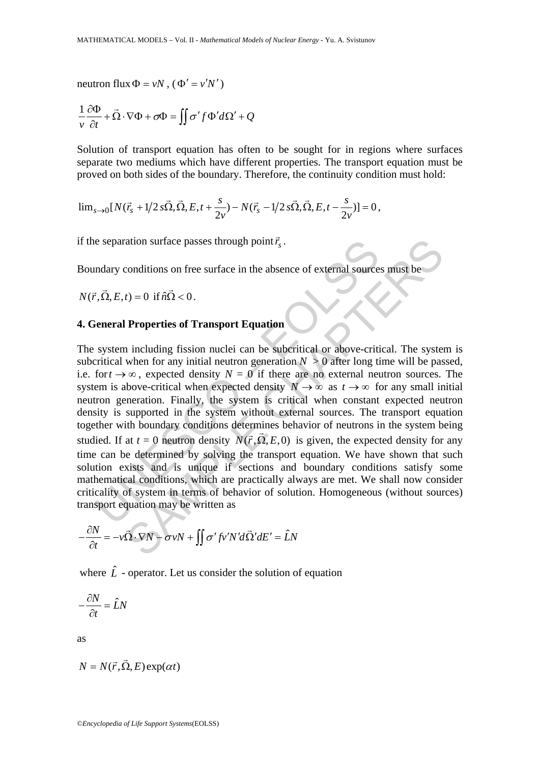neutron flux $\Phi = vN$, ($\Phi' = v'N'$)

$$\frac{1}{v}\frac{\partial \Phi}{\partial t} + \vec{\Omega} \cdot \nabla \Phi + \sigma \Phi = \iint \sigma' f \Phi' d\Omega' + Q$$

Solution of transport equation has often to be sought for in regions where surfaces separate two mediums which have different properties. The transport equation must be proved on both sides of the boundary. Therefore, the continuity condition must hold:

$$\lim_{s \to 0}[N(\vec{r}_s + 1/2\, s\vec{\Omega}, \vec{\Omega}, E, t + \frac{s}{2v}) - N(\vec{r}_s - 1/2\, s\vec{\Omega}, \vec{\Omega}, E, t - \frac{s}{2v})] = 0,$$

if the separation surface passes through point $\vec{r}_s$.

Boundary conditions on free surface in the absence of external sources must be

$N(\vec{r}, \vec{\Omega}, E, t) = 0$ if $\hat{n}\vec{\Omega} < 0$.

## 4. General Properties of Transport Equation

The system including fission nuclei can be subcritical or above-critical. The system is subcritical when for any initial neutron generation $N > 0$ after long time will be passed, i.e. for $t \to \infty$, expected density $N = 0$ if there are no external neutron sources. The system is above-critical when expected density $N \to \infty$ as $t \to \infty$ for any small initial neutron generation. Finally, the system is critical when constant expected neutron density is supported in the system without external sources. The transport equation together with boundary conditions determines behavior of neutrons in the system being studied. If at $t = 0$ neutron density $N(\vec{r}, \vec{\Omega}, E, 0)$ is given, the expected density for any time can be determined by solving the transport equation. We have shown that such solution exists and is unique if sections and boundary conditions satisfy some mathematical conditions, which are practically always are met. We shall now consider criticality of system in terms of behavior of solution. Homogeneous (without sources) transport equation may be written as

$$-\frac{\partial N}{\partial t} = -v\vec{\Omega} \cdot \nabla N - \sigma v N + \iint \sigma' f v' N' d\vec{\Omega}' dE' = \hat{L}N$$

where $\hat{L}$ - operator. Let us consider the solution of equation

$$-\frac{\partial N}{\partial t} = \hat{L}N$$

as

$$N = N(\vec{r}, \vec{\Omega}, E)\exp(\alpha t)$$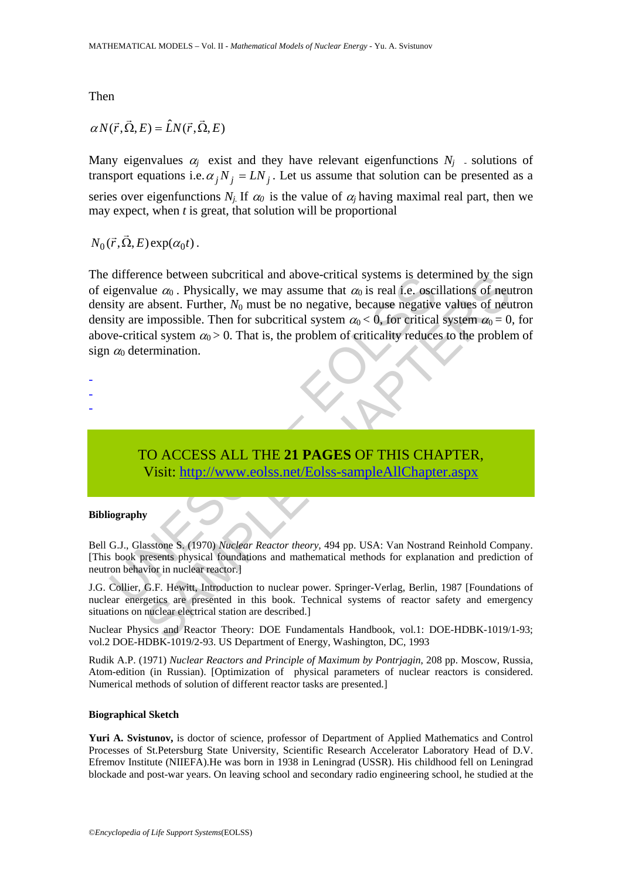Then

$$\alpha N(\vec{r},\vec{\Omega},E) = \hat{L}N(\vec{r},\vec{\Omega},E)$$

Many eigenvalues $\alpha_j$ exist and they have relevant eigenfunctions $N_j$ - solutions of transport equations i.e. $\alpha_j N_j = LN_j$. Let us assume that solution can be presented as a series over eigenfunctions $N_j$. If $\alpha_0$ is the value of $\alpha_j$ having maximal real part, then we may expect, when $t$ is great, that solution will be proportional

$$N_0(\vec{r},\vec{\Omega},E)\exp(\alpha_0 t).$$

The difference between subcritical and above-critical systems is determined by the sign of eigenvalue $\alpha_0$. Physically, we may assume that $\alpha_0$ is real i.e. oscillations of neutron density are absent. Further, $N_0$ must be no negative, because negative values of neutron density are impossible. Then for subcritical system $\alpha_0 < 0$, for critical system $\alpha_0 = 0$, for above-critical system $\alpha_0 > 0$. That is, the problem of criticality reduces to the problem of sign $\alpha_0$ determination.

-
-
-

TO ACCESS ALL THE **21 PAGES** OF THIS CHAPTER,
Visit: http://www.eolss.net/Eolss-sampleAllChapter.aspx

**Bibliography**

Bell G.J., Glasstone S. (1970) *Nuclear Reactor theory*, 494 pp. USA: Van Nostrand Reinhold Company. [This book presents physical foundations and mathematical methods for explanation and prediction of neutron behavior in nuclear reactor.]

J.G. Collier, G.F. Hewitt, Introduction to nuclear power. Springer-Verlag, Berlin, 1987 [Foundations of nuclear energetics are presented in this book. Technical systems of reactor safety and emergency situations on nuclear electrical station are described.]

Nuclear Physics and Reactor Theory: DOE Fundamentals Handbook, vol.1: DOE-HDBK-1019/1-93; vol.2 DOE-HDBK-1019/2-93. US Department of Energy, Washington, DC, 1993

Rudik A.P. (1971) *Nuclear Reactors and Principle of Maximum by Pontrjagin*, 208 pp. Moscow, Russia, Atom-edition (in Russian). [Optimization of physical parameters of nuclear reactors is considered. Numerical methods of solution of different reactor tasks are presented.]

**Biographical Sketch**

**Yuri A. Svistunov,** is doctor of science, professor of Department of Applied Mathematics and Control Processes of St.Petersburg State University, Scientific Research Accelerator Laboratory Head of D.V. Efremov Institute (NIIEFA).He was born in 1938 in Leningrad (USSR). His childhood fell on Leningrad blockade and post-war years. On leaving school and secondary radio engineering school, he studied at the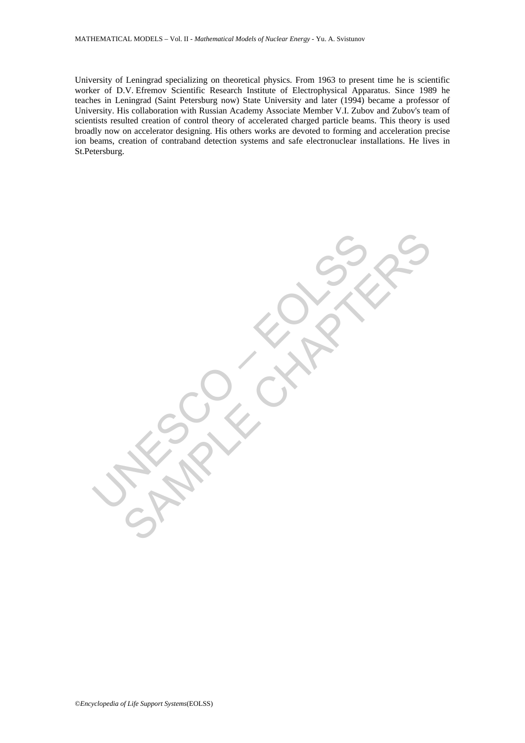University of Leningrad specializing on theoretical physics. From 1963 to present time he is scientific worker of D.V. Efremov Scientific Research Institute of Electrophysical Apparatus. Since 1989 he teaches in Leningrad (Saint Petersburg now) State University and later (1994) became a professor of University. His collaboration with Russian Academy Associate Member V.I. Zubov and Zubov's team of scientists resulted creation of control theory of accelerated charged particle beams. This theory is used broadly now on accelerator designing. His others works are devoted to forming and acceleration precise ion beams, creation of contraband detection systems and safe electronuclear installations. He lives in St.Petersburg.